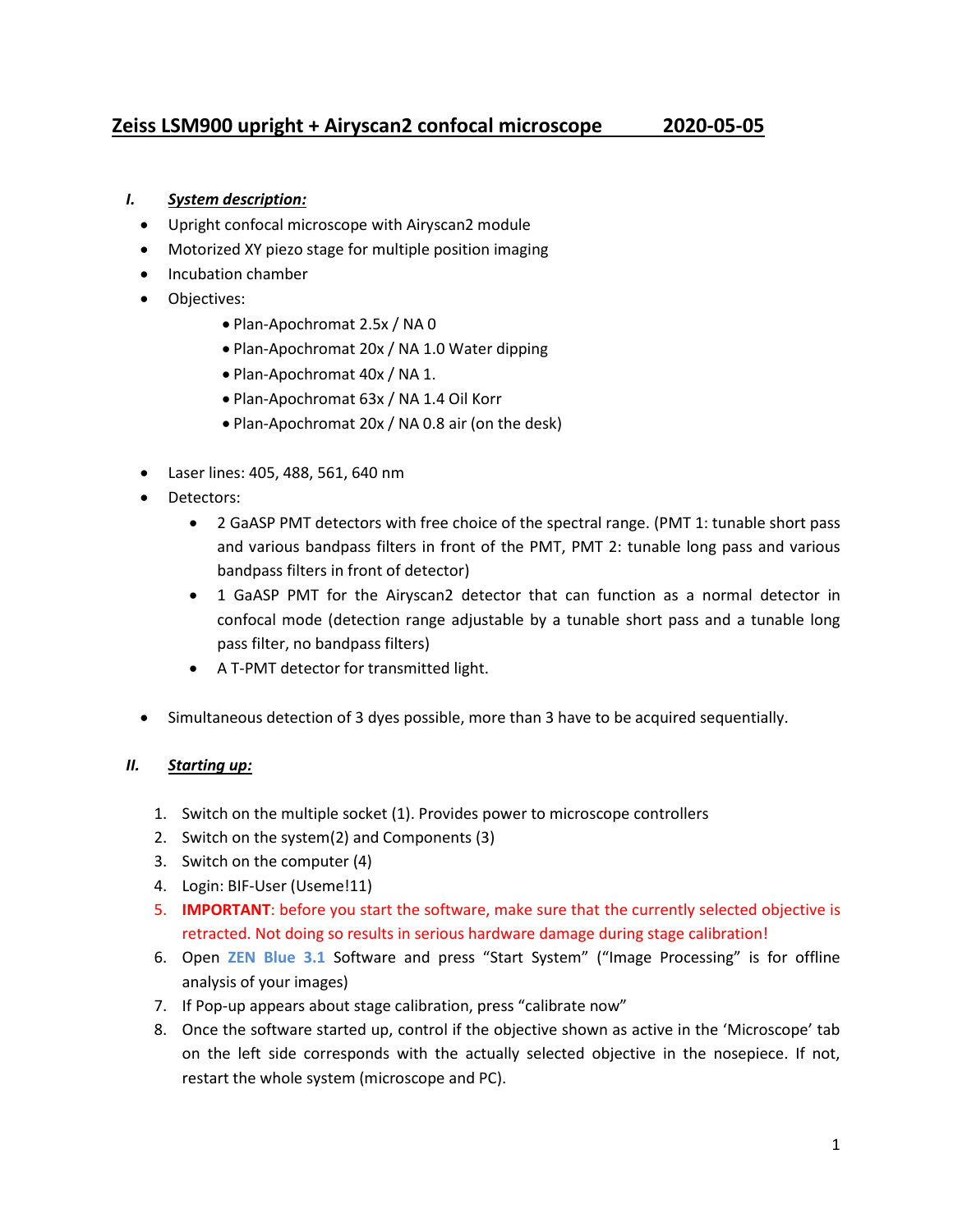# Zeiss LSM900 upright + Airyscan2 confocal microscope 2020-05-05

## I. *System description:*

- Upright confocal microscope with Airyscan2 module
- Motorized XY piezo stage for multiple position imaging
- Incubation chamber
- Objectives:
  - Plan-Apochromat 2.5x / NA 0
  - Plan-Apochromat 20x / NA 1.0 Water dipping
  - Plan-Apochromat 40x / NA 1.
  - Plan-Apochromat 63x / NA 1.4 Oil Korr
  - Plan-Apochromat 20x / NA 0.8 air (on the desk)

- Laser lines: 405, 488, 561, 640 nm
- Detectors:
  - 2 GaASP PMT detectors with free choice of the spectral range. (PMT 1: tunable short pass and various bandpass filters in front of the PMT, PMT 2: tunable long pass and various bandpass filters in front of detector)
  - 1 GaASP PMT for the Airyscan2 detector that can function as a normal detector in confocal mode (detection range adjustable by a tunable short pass and a tunable long pass filter, no bandpass filters)
  - A T-PMT detector for transmitted light.

- Simultaneous detection of 3 dyes possible, more than 3 have to be acquired sequentially.

## II. *Starting up:*

1. Switch on the multiple socket (1). Provides power to microscope controllers
2. Switch on the system(2) and Components (3)
3. Switch on the computer (4)
4. Login: BIF-User (Useme!11)
5. **IMPORTANT**: before you start the software, make sure that the currently selected objective is retracted. Not doing so results in serious hardware damage during stage calibration!
6. Open **ZEN Blue 3.1** Software and press “Start System” (“Image Processing” is for offline analysis of your images)
7. If Pop-up appears about stage calibration, press “calibrate now”
8. Once the software started up, control if the objective shown as active in the ‘Microscope’ tab on the left side corresponds with the actually selected objective in the nosepiece. If not, restart the whole system (microscope and PC).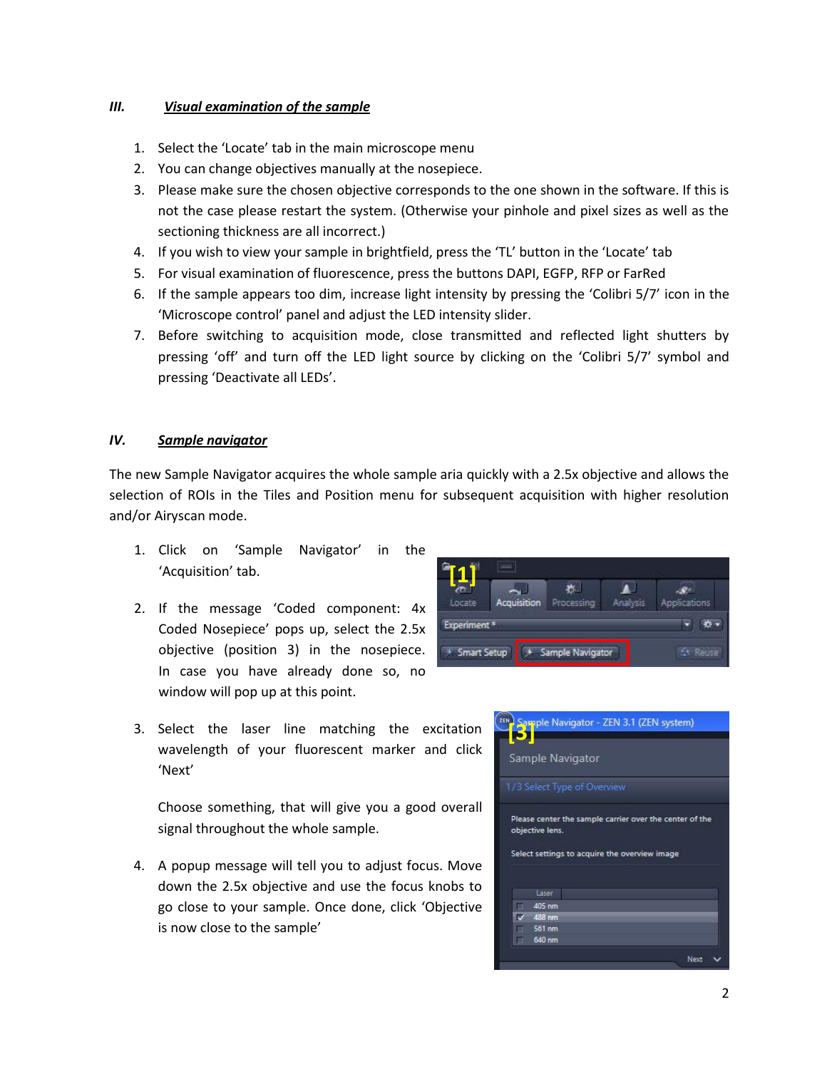### III. *Visual examination of the sample*

1. Select the 'Locate' tab in the main microscope menu
2. You can change objectives manually at the nosepiece.
3. Please make sure the chosen objective corresponds to the one shown in the software. If this is not the case please restart the system. (Otherwise your pinhole and pixel sizes as well as the sectioning thickness are all incorrect.)
4. If you wish to view your sample in brightfield, press the 'TL' button in the 'Locate' tab
5. For visual examination of fluorescence, press the buttons DAPI, EGFP, RFP or FarRed
6. If the sample appears too dim, increase light intensity by pressing the 'Colibri 5/7' icon in the 'Microscope control' panel and adjust the LED intensity slider.
7. Before switching to acquisition mode, close transmitted and reflected light shutters by pressing 'off' and turn off the LED light source by clicking on the 'Colibri 5/7' symbol and pressing 'Deactivate all LEDs'.

### IV. *Sample navigator*

The new Sample Navigator acquires the whole sample aria quickly with a 2.5x objective and allows the selection of ROIs in the Tiles and Position menu for subsequent acquisition with higher resolution and/or Airyscan mode.

1. Click on 'Sample Navigator' in the 'Acquisition' tab.
2. If the message 'Coded component: 4x Coded Nosepiece' pops up, select the 2.5x objective (position 3) in the nosepiece. In case you have already done so, no window will pop up at this point.
3. Select the laser line matching the excitation wavelength of your fluorescent marker and click 'Next'

   Choose something, that will give you a good overall signal throughout the whole sample.
4. A popup message will tell you to adjust focus. Move down the 2.5x objective and use the focus knobs to go close to your sample. Once done, click 'Objective is now close to the sample'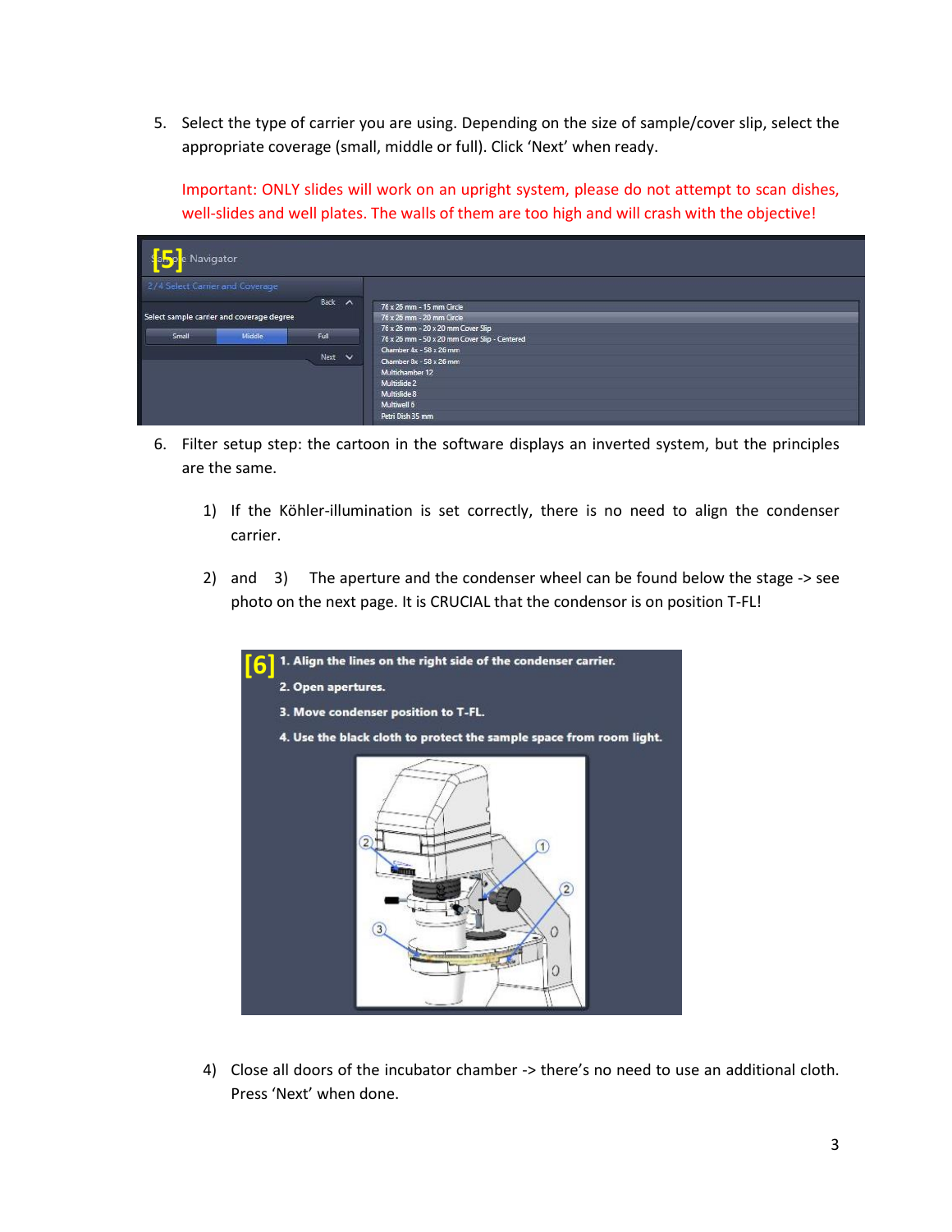5. Select the type of carrier you are using. Depending on the size of sample/cover slip, select the appropriate coverage (small, middle or full). Click 'Next' when ready.

   Important: ONLY slides will work on an upright system, please do not attempt to scan dishes, well-slides and well plates. The walls of them are too high and will crash with the objective!

6. Filter setup step: the cartoon in the software displays an inverted system, but the principles are the same.

   1) If the Köhler-illumination is set correctly, there is no need to align the condenser carrier.

   2) and 3) The aperture and the condenser wheel can be found below the stage -> see photo on the next page. It is CRUCIAL that the condensor is on position T-FL!

   4) Close all doors of the incubator chamber -> there's no need to use an additional cloth. Press 'Next' when done.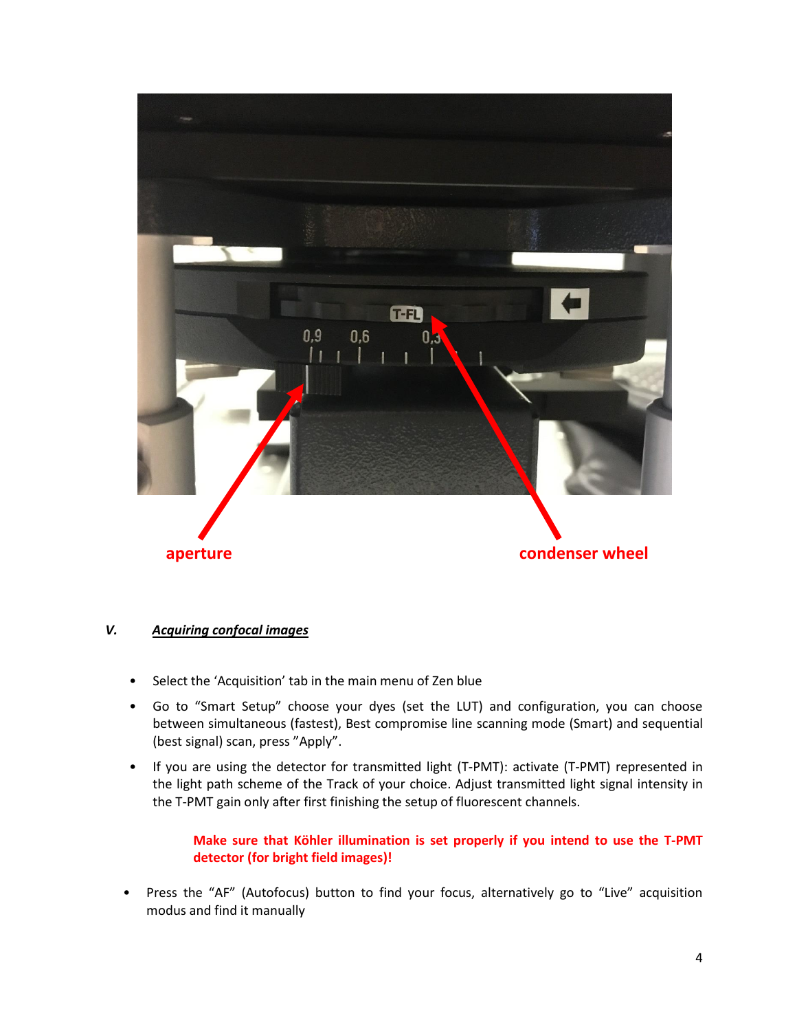aperture

condenser wheel

## V. ***Acquiring confocal images***

- Select the 'Acquisition' tab in the main menu of Zen blue
- Go to "Smart Setup" choose your dyes (set the LUT) and configuration, you can choose between simultaneous (fastest), Best compromise line scanning mode (Smart) and sequential (best signal) scan, press "Apply".
- If you are using the detector for transmitted light (T-PMT): activate (T-PMT) represented in the light path scheme of the Track of your choice. Adjust transmitted light signal intensity in the T-PMT gain only after first finishing the setup of fluorescent channels.

  **Make sure that Köhler illumination is set properly if you intend to use the T-PMT detector (for bright field images)!**

- Press the "AF" (Autofocus) button to find your focus, alternatively go to "Live" acquisition modus and find it manually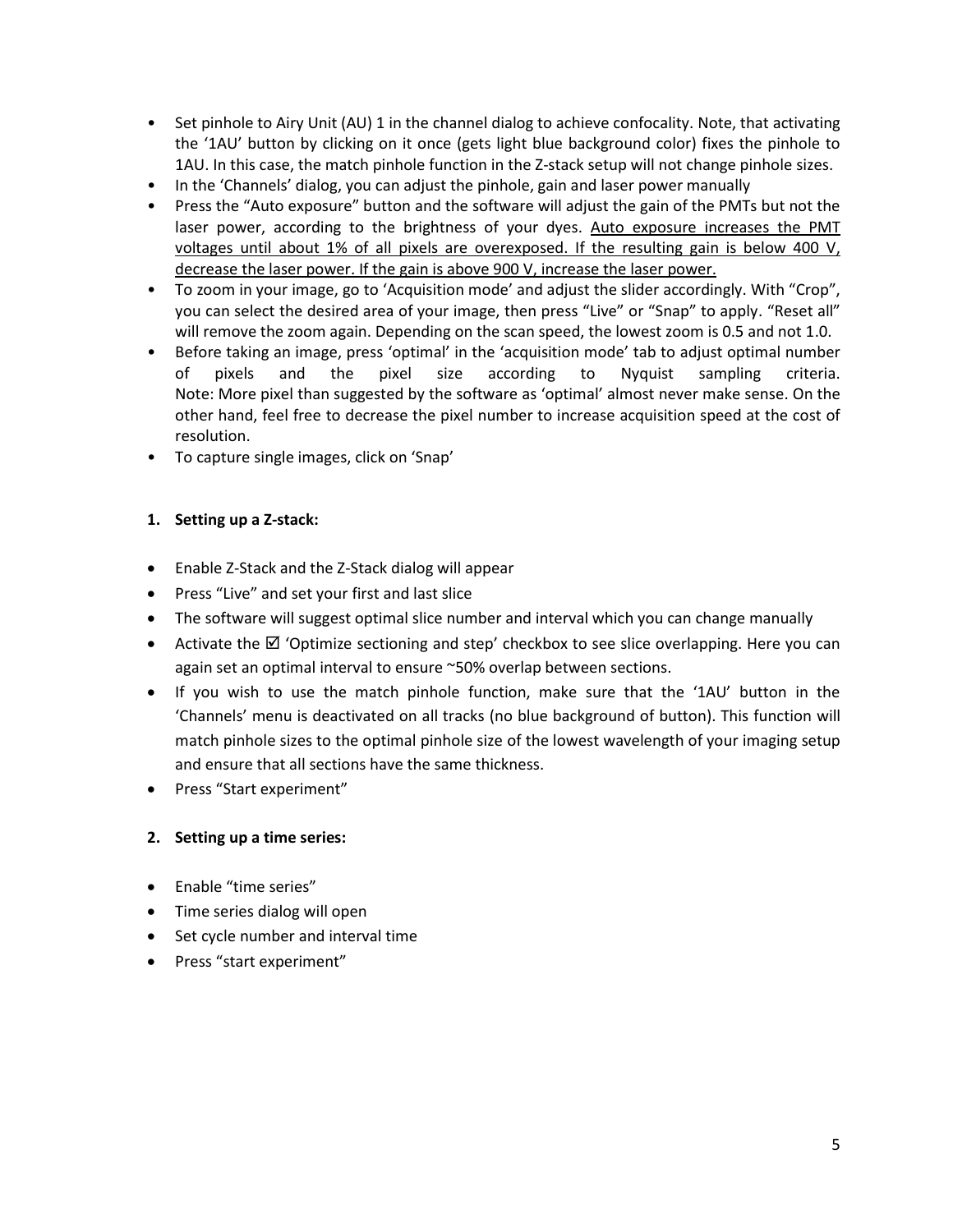- Set pinhole to Airy Unit (AU) 1 in the channel dialog to achieve confocality. Note, that activating the '1AU' button by clicking on it once (gets light blue background color) fixes the pinhole to 1AU. In this case, the match pinhole function in the Z-stack setup will not change pinhole sizes.
- In the 'Channels' dialog, you can adjust the pinhole, gain and laser power manually
- Press the "Auto exposure" button and the software will adjust the gain of the PMTs but not the laser power, according to the brightness of your dyes. <u>Auto exposure increases the PMT voltages until about 1% of all pixels are overexposed. If the resulting gain is below 400 V, decrease the laser power. If the gain is above 900 V, increase the laser power.</u>
- To zoom in your image, go to 'Acquisition mode' and adjust the slider accordingly. With "Crop", you can select the desired area of your image, then press "Live" or "Snap" to apply. "Reset all" will remove the zoom again. Depending on the scan speed, the lowest zoom is 0.5 and not 1.0.
- Before taking an image, press 'optimal' in the 'acquisition mode' tab to adjust optimal number of pixels and the pixel size according to Nyquist sampling criteria. Note: More pixel than suggested by the software as 'optimal' almost never make sense. On the other hand, feel free to decrease the pixel number to increase acquisition speed at the cost of resolution.
- To capture single images, click on 'Snap'

**1. Setting up a Z-stack:**

- Enable Z-Stack and the Z-Stack dialog will appear
- Press "Live" and set your first and last slice
- The software will suggest optimal slice number and interval which you can change manually
- Activate the ☑ 'Optimize sectioning and step' checkbox to see slice overlapping. Here you can again set an optimal interval to ensure ~50% overlap between sections.
- If you wish to use the match pinhole function, make sure that the '1AU' button in the 'Channels' menu is deactivated on all tracks (no blue background of button). This function will match pinhole sizes to the optimal pinhole size of the lowest wavelength of your imaging setup and ensure that all sections have the same thickness.
- Press "Start experiment"

**2. Setting up a time series:**

- Enable "time series"
- Time series dialog will open
- Set cycle number and interval time
- Press "start experiment"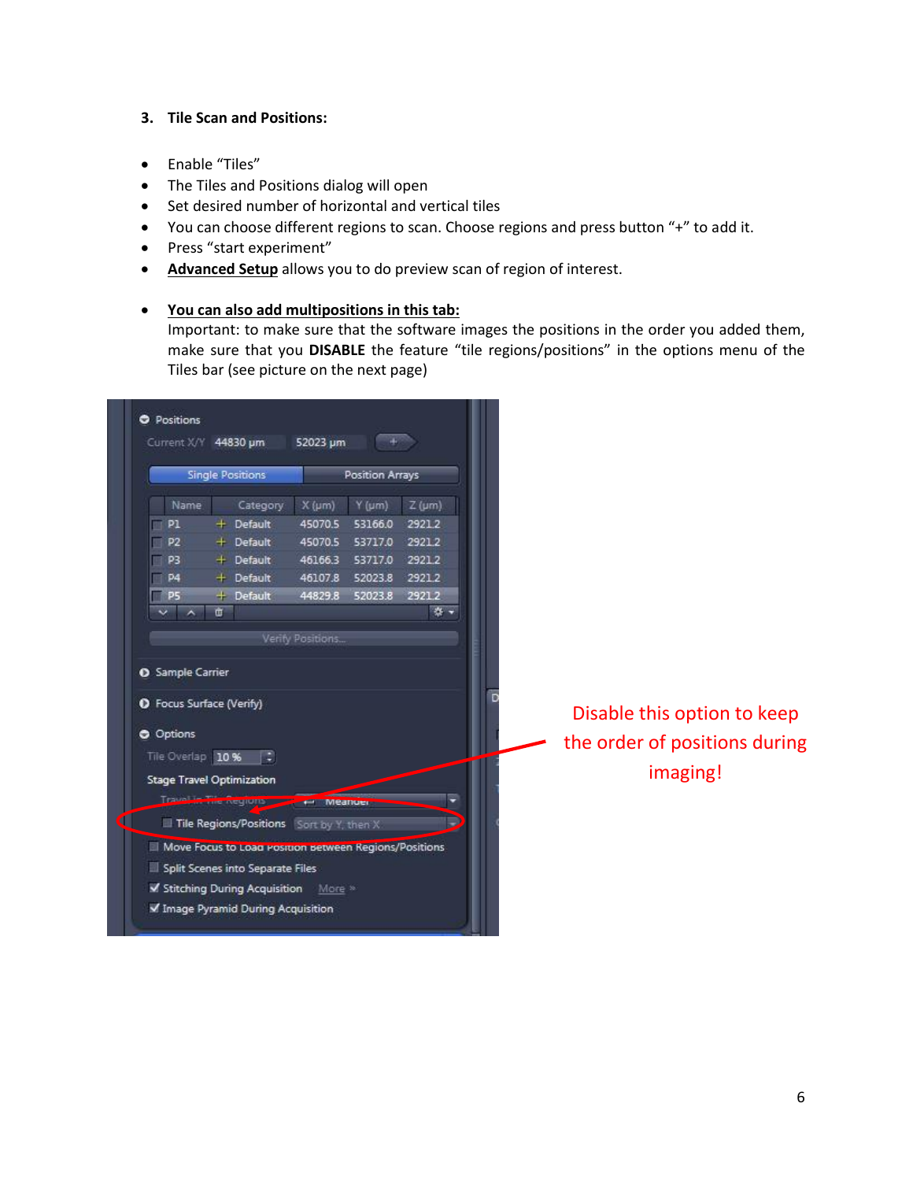### 3. Tile Scan and Positions:

- Enable “Tiles”
- The Tiles and Positions dialog will open
- Set desired number of horizontal and vertical tiles
- You can choose different regions to scan. Choose regions and press button “+” to add it.
- Press “start experiment”
- **Advanced Setup** allows you to do preview scan of region of interest.

- **You can also add multipositions in this tab:**
  Important: to make sure that the software images the positions in the order you added them, make sure that you **DISABLE** the feature “tile regions/positions” in the options menu of the Tiles bar (see picture on the next page)

Disable this option to keep the order of positions during imaging!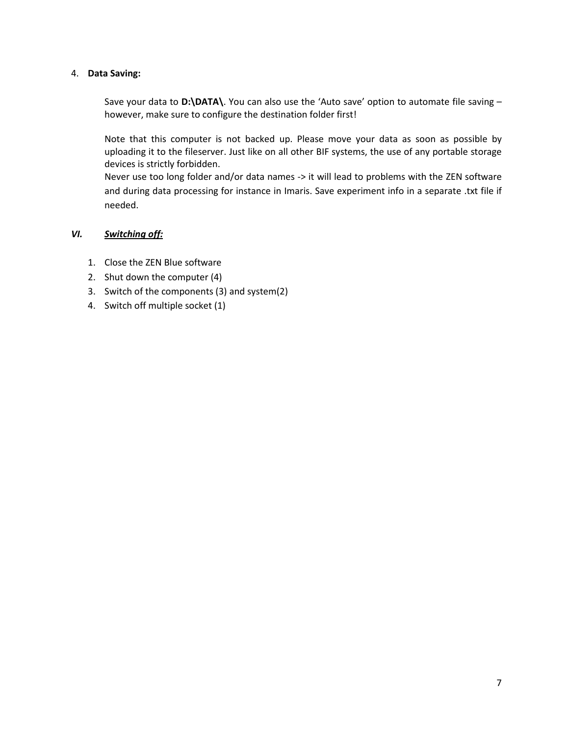4. **Data Saving:**

   Save your data to **D:\DATA\\**. You can also use the 'Auto save' option to automate file saving – however, make sure to configure the destination folder first!

   Note that this computer is not backed up. Please move your data as soon as possible by uploading it to the fileserver. Just like on all other BIF systems, the use of any portable storage devices is strictly forbidden.
   Never use too long folder and/or data names -> it will lead to problems with the ZEN software and during data processing for instance in Imaris. Save experiment info in a separate .txt file if needed.

## *VI. <u>Switching off:</u>*

1. Close the ZEN Blue software
2. Shut down the computer (4)
3. Switch of the components (3) and system(2)
4. Switch off multiple socket (1)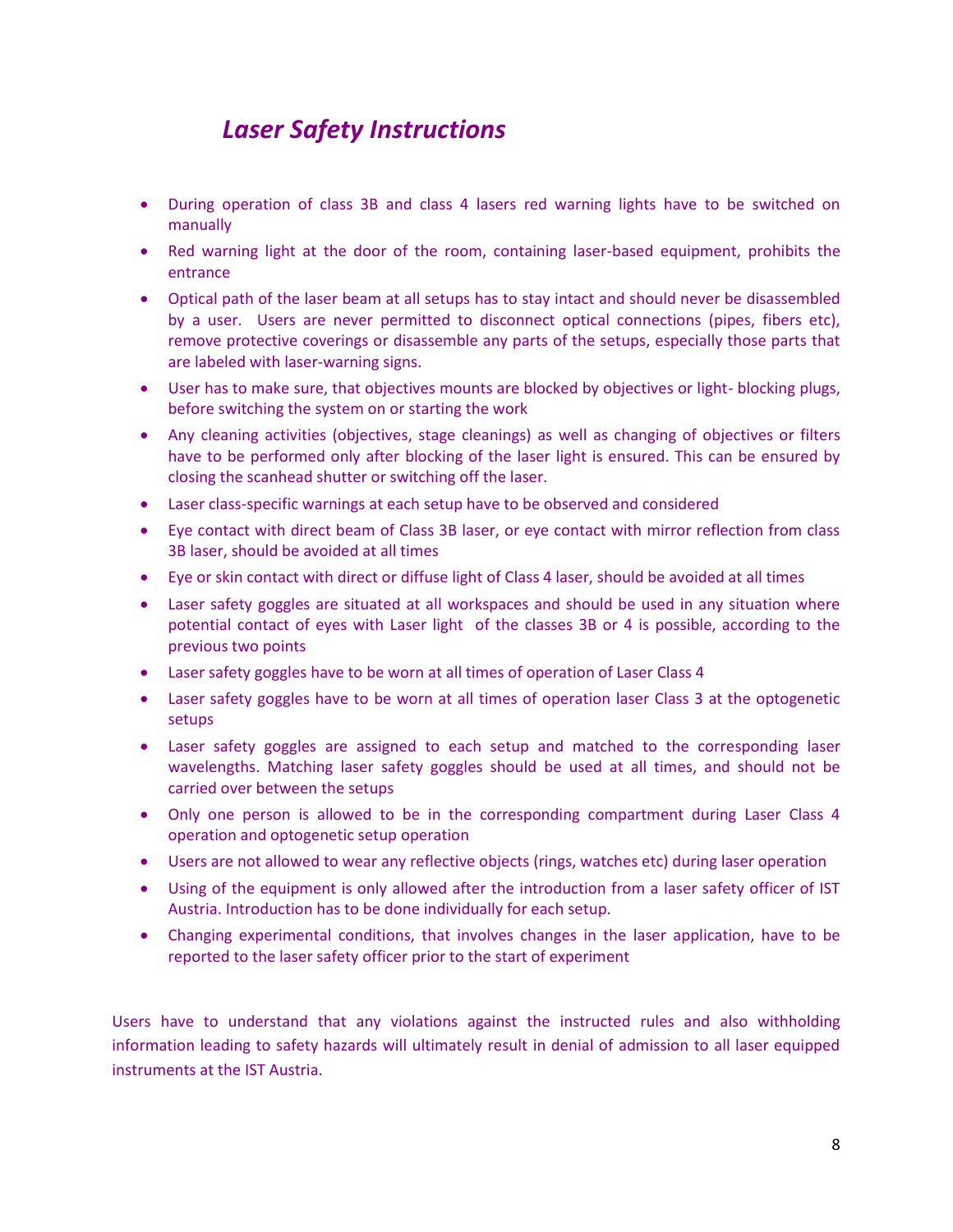# *Laser Safety Instructions*

- During operation of class 3B and class 4 lasers red warning lights have to be switched on manually
- Red warning light at the door of the room, containing laser-based equipment, prohibits the entrance
- Optical path of the laser beam at all setups has to stay intact and should never be disassembled by a user. Users are never permitted to disconnect optical connections (pipes, fibers etc), remove protective coverings or disassemble any parts of the setups, especially those parts that are labeled with laser-warning signs.
- User has to make sure, that objectives mounts are blocked by objectives or light- blocking plugs, before switching the system on or starting the work
- Any cleaning activities (objectives, stage cleanings) as well as changing of objectives or filters have to be performed only after blocking of the laser light is ensured. This can be ensured by closing the scanhead shutter or switching off the laser.
- Laser class-specific warnings at each setup have to be observed and considered
- Eye contact with direct beam of Class 3B laser, or eye contact with mirror reflection from class 3B laser, should be avoided at all times
- Eye or skin contact with direct or diffuse light of Class 4 laser, should be avoided at all times
- Laser safety goggles are situated at all workspaces and should be used in any situation where potential contact of eyes with Laser light of the classes 3B or 4 is possible, according to the previous two points
- Laser safety goggles have to be worn at all times of operation of Laser Class 4
- Laser safety goggles have to be worn at all times of operation laser Class 3 at the optogenetic setups
- Laser safety goggles are assigned to each setup and matched to the corresponding laser wavelengths. Matching laser safety goggles should be used at all times, and should not be carried over between the setups
- Only one person is allowed to be in the corresponding compartment during Laser Class 4 operation and optogenetic setup operation
- Users are not allowed to wear any reflective objects (rings, watches etc) during laser operation
- Using of the equipment is only allowed after the introduction from a laser safety officer of IST Austria. Introduction has to be done individually for each setup.
- Changing experimental conditions, that involves changes in the laser application, have to be reported to the laser safety officer prior to the start of experiment

Users have to understand that any violations against the instructed rules and also withholding information leading to safety hazards will ultimately result in denial of admission to all laser equipped instruments at the IST Austria.